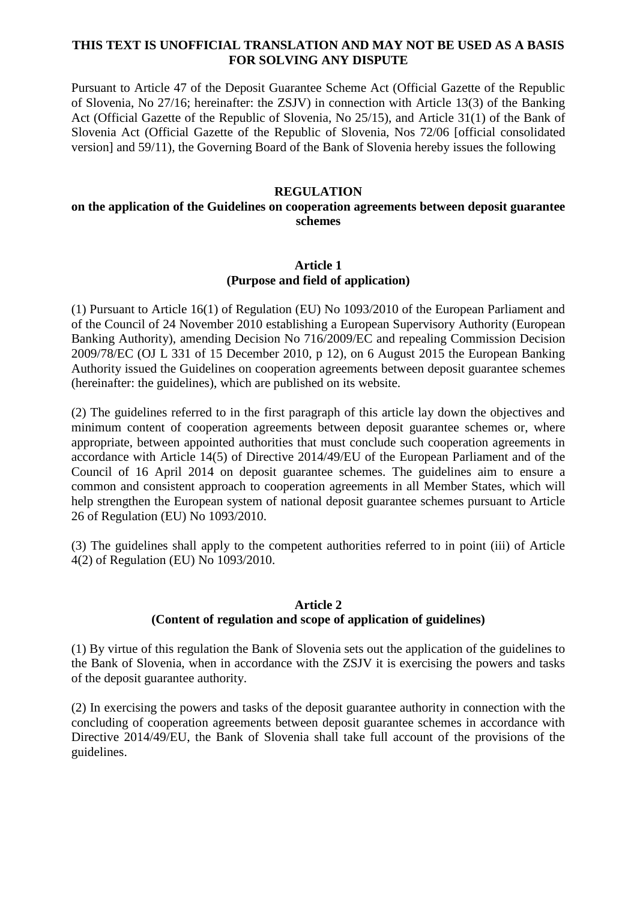**THIS TEXT IS UNOFFICIAL TRANSLATION AND MAY NOT BE USED AS A BASIS FOR SOLVING ANY DISPUTE**

Pursuant to Article 47 of the Deposit Guarantee Scheme Act (Official Gazette of the Republic of Slovenia, No 27/16; hereinafter: the ZSJV) in connection with Article 13(3) of the Banking Act (Official Gazette of the Republic of Slovenia, No 25/15), and Article 31(1) of the Bank of Slovenia Act (Official Gazette of the Republic of Slovenia, Nos 72/06 [official consolidated version] and 59/11), the Governing Board of the Bank of Slovenia hereby issues the following

# REGULATION
## on the application of the Guidelines on cooperation agreements between deposit guarantee schemes

### Article 1
### (Purpose and field of application)

(1) Pursuant to Article 16(1) of Regulation (EU) No 1093/2010 of the European Parliament and of the Council of 24 November 2010 establishing a European Supervisory Authority (European Banking Authority), amending Decision No 716/2009/EC and repealing Commission Decision 2009/78/EC (OJ L 331 of 15 December 2010, p 12), on 6 August 2015 the European Banking Authority issued the Guidelines on cooperation agreements between deposit guarantee schemes (hereinafter: the guidelines), which are published on its website.

(2) The guidelines referred to in the first paragraph of this article lay down the objectives and minimum content of cooperation agreements between deposit guarantee schemes or, where appropriate, between appointed authorities that must conclude such cooperation agreements in accordance with Article 14(5) of Directive 2014/49/EU of the European Parliament and of the Council of 16 April 2014 on deposit guarantee schemes. The guidelines aim to ensure a common and consistent approach to cooperation agreements in all Member States, which will help strengthen the European system of national deposit guarantee schemes pursuant to Article 26 of Regulation (EU) No 1093/2010.

(3) The guidelines shall apply to the competent authorities referred to in point (iii) of Article 4(2) of Regulation (EU) No 1093/2010.

### Article 2
### (Content of regulation and scope of application of guidelines)

(1) By virtue of this regulation the Bank of Slovenia sets out the application of the guidelines to the Bank of Slovenia, when in accordance with the ZSJV it is exercising the powers and tasks of the deposit guarantee authority.

(2) In exercising the powers and tasks of the deposit guarantee authority in connection with the concluding of cooperation agreements between deposit guarantee schemes in accordance with Directive 2014/49/EU, the Bank of Slovenia shall take full account of the provisions of the guidelines.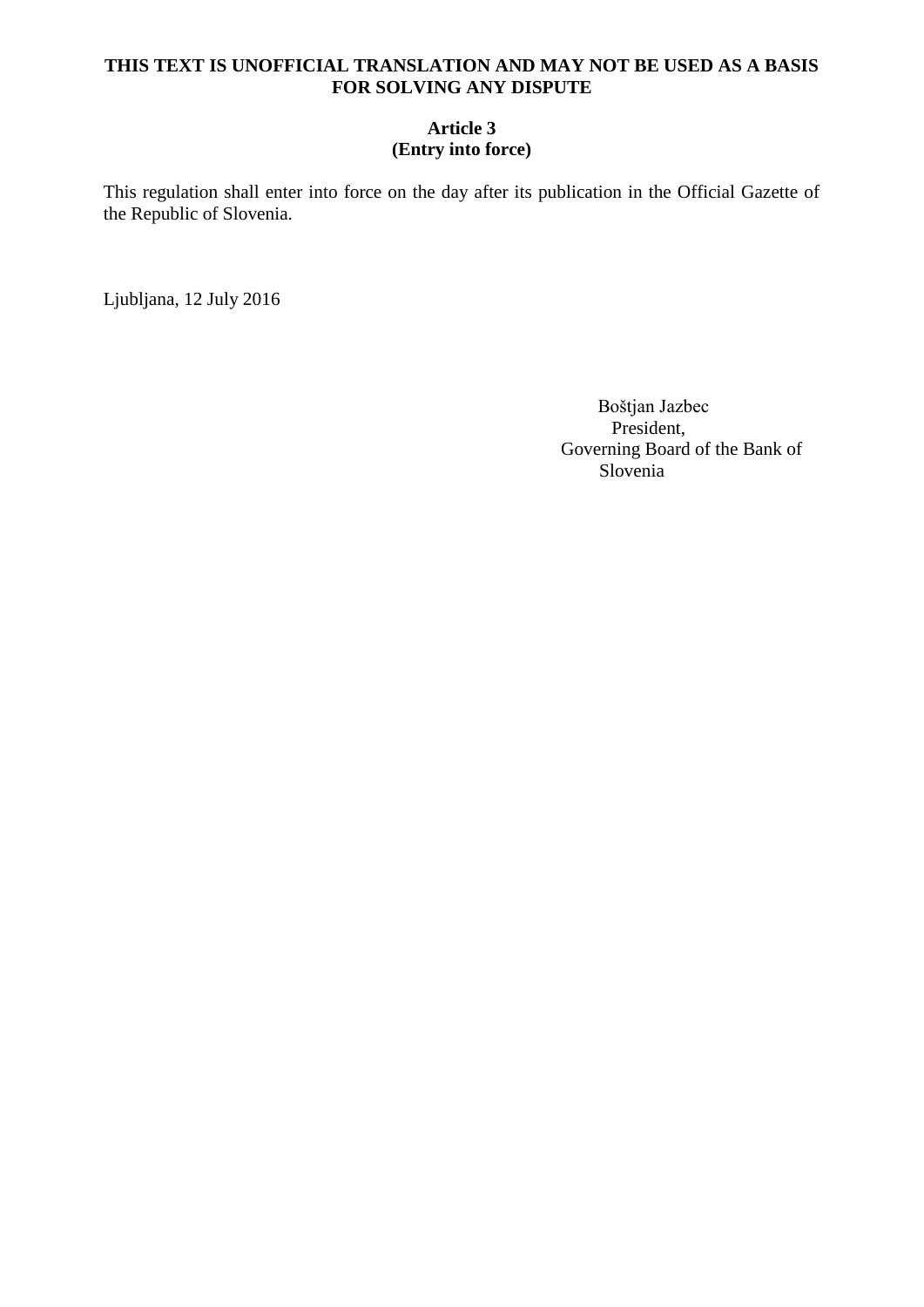**THIS TEXT IS UNOFFICIAL TRANSLATION AND MAY NOT BE USED AS A BASIS FOR SOLVING ANY DISPUTE**

### Article 3
### (Entry into force)

This regulation shall enter into force on the day after its publication in the Official Gazette of the Republic of Slovenia.

Ljubljana, 12 July 2016

Boštjan Jazbec
President,
Governing Board of the Bank of Slovenia